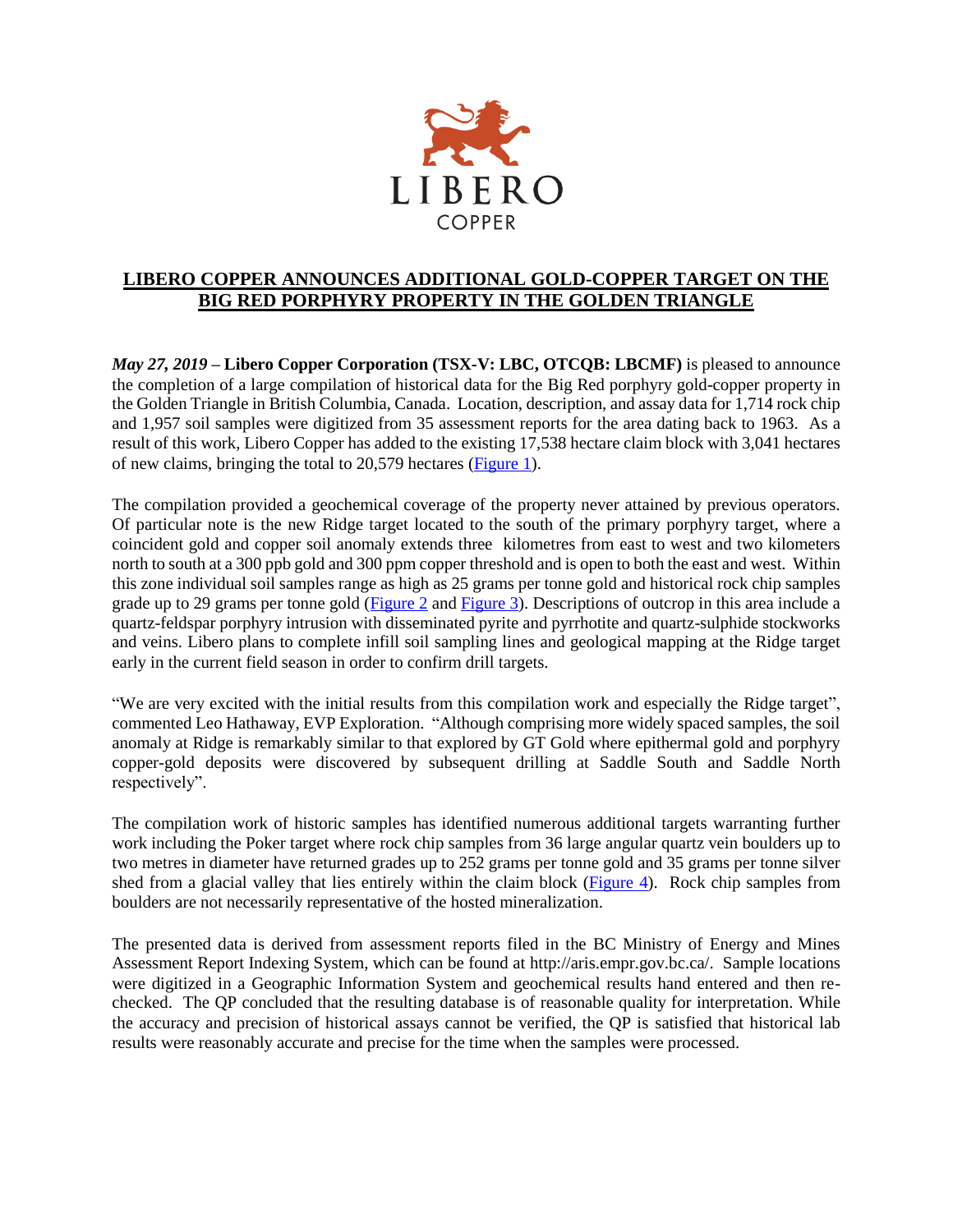LIBERO

COPPER

## LIBERO COPPER ANNOUNCES ADDITIONAL GOLD-COPPER TARGET ON THE BIG RED PORPHYRY PROPERTY IN THE GOLDEN TRIANGLE

***May 27, 2019* – Libero Copper Corporation (TSX-V: LBC, OTCQB: LBCMF)** is pleased to announce the completion of a large compilation of historical data for the Big Red porphyry gold-copper property in the Golden Triangle in British Columbia, Canada. Location, description, and assay data for 1,714 rock chip and 1,957 soil samples were digitized from 35 assessment reports for the area dating back to 1963. As a result of this work, Libero Copper has added to the existing 17,538 hectare claim block with 3,041 hectares of new claims, bringing the total to 20,579 hectares (Figure 1).

The compilation provided a geochemical coverage of the property never attained by previous operators. Of particular note is the new Ridge target located to the south of the primary porphyry target, where a coincident gold and copper soil anomaly extends three kilometres from east to west and two kilometers north to south at a 300 ppb gold and 300 ppm copper threshold and is open to both the east and west. Within this zone individual soil samples range as high as 25 grams per tonne gold and historical rock chip samples grade up to 29 grams per tonne gold (Figure 2 and Figure 3). Descriptions of outcrop in this area include a quartz-feldspar porphyry intrusion with disseminated pyrite and pyrrhotite and quartz-sulphide stockworks and veins. Libero plans to complete infill soil sampling lines and geological mapping at the Ridge target early in the current field season in order to confirm drill targets.

"We are very excited with the initial results from this compilation work and especially the Ridge target", commented Leo Hathaway, EVP Exploration. "Although comprising more widely spaced samples, the soil anomaly at Ridge is remarkably similar to that explored by GT Gold where epithermal gold and porphyry copper-gold deposits were discovered by subsequent drilling at Saddle South and Saddle North respectively".

The compilation work of historic samples has identified numerous additional targets warranting further work including the Poker target where rock chip samples from 36 large angular quartz vein boulders up to two metres in diameter have returned grades up to 252 grams per tonne gold and 35 grams per tonne silver shed from a glacial valley that lies entirely within the claim block (Figure 4). Rock chip samples from boulders are not necessarily representative of the hosted mineralization.

The presented data is derived from assessment reports filed in the BC Ministry of Energy and Mines Assessment Report Indexing System, which can be found at http://aris.empr.gov.bc.ca/. Sample locations were digitized in a Geographic Information System and geochemical results hand entered and then re-checked. The QP concluded that the resulting database is of reasonable quality for interpretation. While the accuracy and precision of historical assays cannot be verified, the QP is satisfied that historical lab results were reasonably accurate and precise for the time when the samples were processed.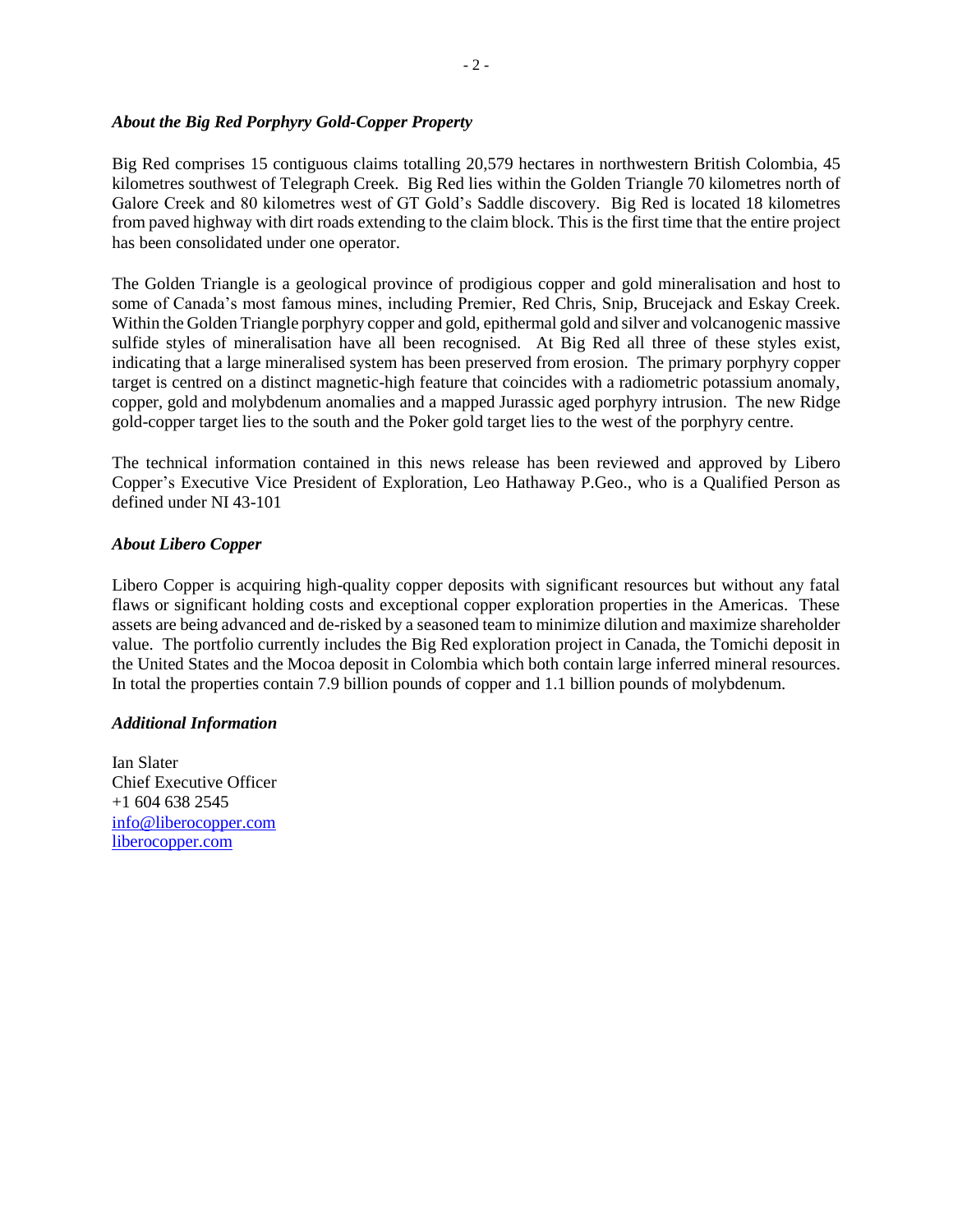### *About the Big Red Porphyry Gold-Copper Property*

Big Red comprises 15 contiguous claims totalling 20,579 hectares in northwestern British Colombia, 45 kilometres southwest of Telegraph Creek. Big Red lies within the Golden Triangle 70 kilometres north of Galore Creek and 80 kilometres west of GT Gold's Saddle discovery. Big Red is located 18 kilometres from paved highway with dirt roads extending to the claim block. This is the first time that the entire project has been consolidated under one operator.

The Golden Triangle is a geological province of prodigious copper and gold mineralisation and host to some of Canada's most famous mines, including Premier, Red Chris, Snip, Brucejack and Eskay Creek. Within the Golden Triangle porphyry copper and gold, epithermal gold and silver and volcanogenic massive sulfide styles of mineralisation have all been recognised. At Big Red all three of these styles exist, indicating that a large mineralised system has been preserved from erosion. The primary porphyry copper target is centred on a distinct magnetic-high feature that coincides with a radiometric potassium anomaly, copper, gold and molybdenum anomalies and a mapped Jurassic aged porphyry intrusion. The new Ridge gold-copper target lies to the south and the Poker gold target lies to the west of the porphyry centre.

The technical information contained in this news release has been reviewed and approved by Libero Copper's Executive Vice President of Exploration, Leo Hathaway P.Geo., who is a Qualified Person as defined under NI 43-101

### *About Libero Copper*

Libero Copper is acquiring high-quality copper deposits with significant resources but without any fatal flaws or significant holding costs and exceptional copper exploration properties in the Americas. These assets are being advanced and de-risked by a seasoned team to minimize dilution and maximize shareholder value. The portfolio currently includes the Big Red exploration project in Canada, the Tomichi deposit in the United States and the Mocoa deposit in Colombia which both contain large inferred mineral resources. In total the properties contain 7.9 billion pounds of copper and 1.1 billion pounds of molybdenum.

### *Additional Information*

Ian Slater
Chief Executive Officer
+1 604 638 2545
info@liberocopper.com
liberocopper.com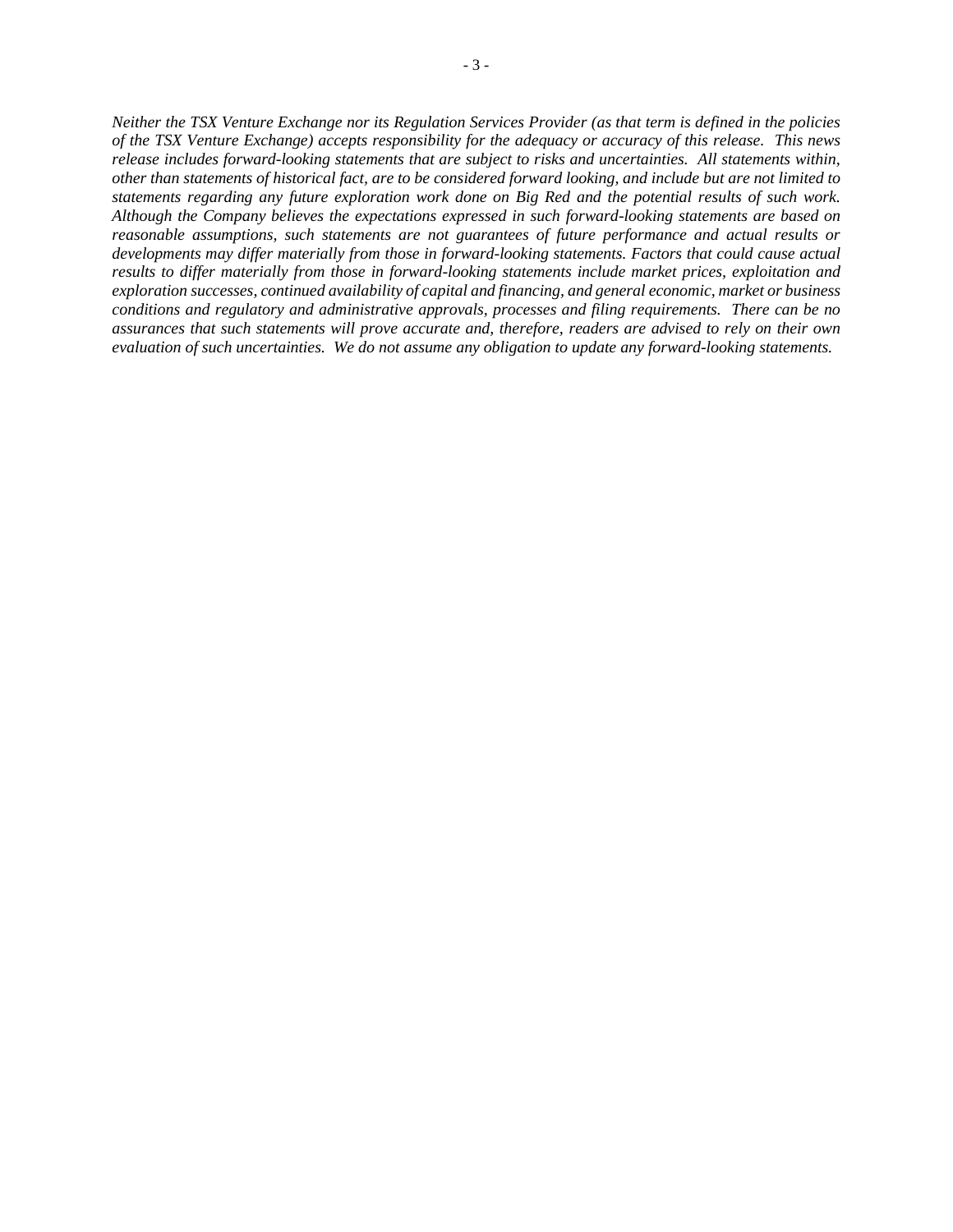*Neither the TSX Venture Exchange nor its Regulation Services Provider (as that term is defined in the policies of the TSX Venture Exchange) accepts responsibility for the adequacy or accuracy of this release. This news release includes forward-looking statements that are subject to risks and uncertainties. All statements within, other than statements of historical fact, are to be considered forward looking, and include but are not limited to statements regarding any future exploration work done on Big Red and the potential results of such work. Although the Company believes the expectations expressed in such forward-looking statements are based on reasonable assumptions, such statements are not guarantees of future performance and actual results or developments may differ materially from those in forward-looking statements. Factors that could cause actual results to differ materially from those in forward-looking statements include market prices, exploitation and exploration successes, continued availability of capital and financing, and general economic, market or business conditions and regulatory and administrative approvals, processes and filing requirements. There can be no assurances that such statements will prove accurate and, therefore, readers are advised to rely on their own evaluation of such uncertainties. We do not assume any obligation to update any forward-looking statements.*